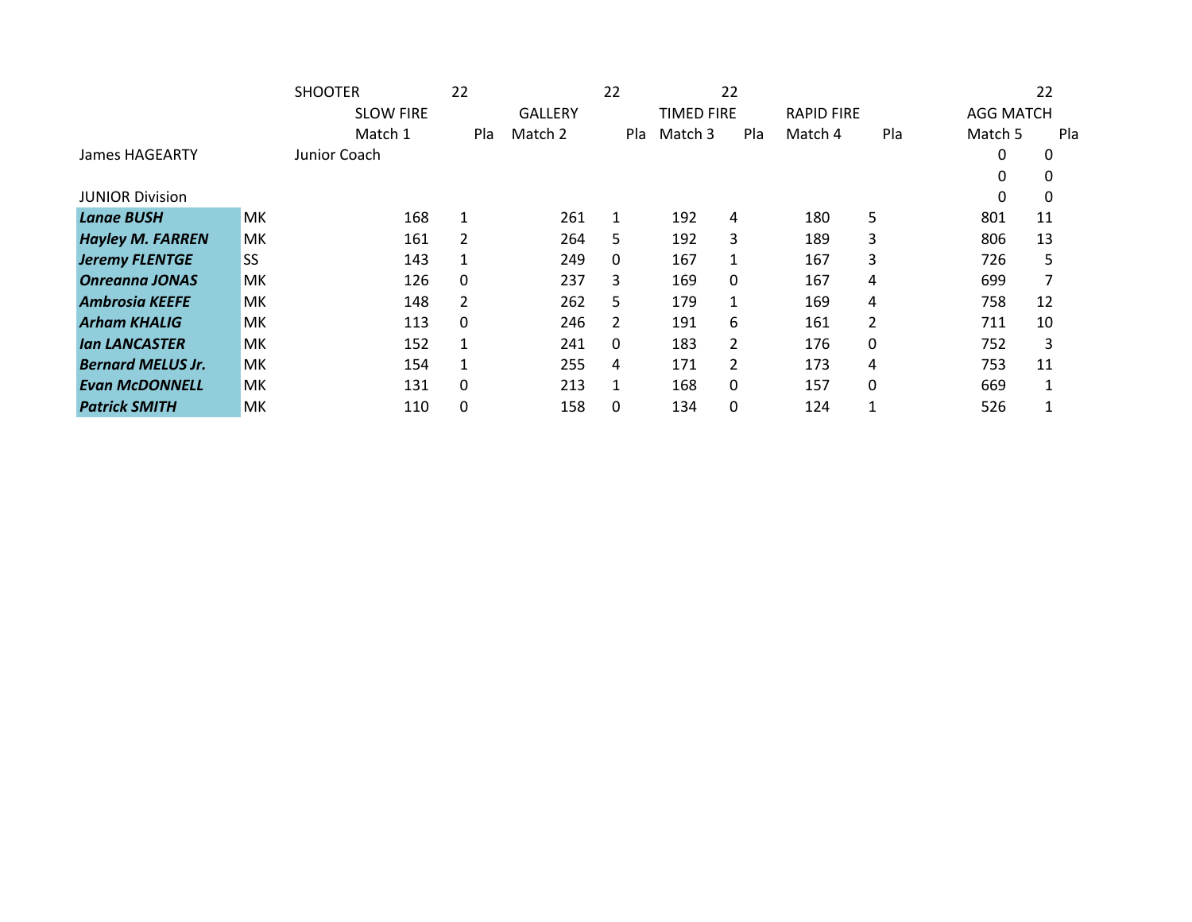| | | SHOOTER | 22 | | 22 | | 22 | | | | 22 | |
|---|---|---|---|---|---|---|---|---|---|---|---|---|
| | | SLOW FIRE | | GALLERY | | TIMED FIRE | | RAPID FIRE | | AGG MATCH | | |
| | | Match 1 | Pla | Match 2 | Pla | Match 3 | Pla | Match 4 | Pla | Match 5 | | Pla |
| James HAGEARTY | | Junior Coach | | | | | | | | 0 | 0 | |
| | | | | | | | | | | 0 | 0 | |
| JUNIOR Division | | | | | | | | | | 0 | 0 | |
| ***Lanae BUSH*** | MK | 168 | 1 | 261 | 1 | 192 | 4 | 180 | 5 | 801 | 11 | |
| ***Hayley M. FARREN*** | MK | 161 | 2 | 264 | 5 | 192 | 3 | 189 | 3 | 806 | 13 | |
| ***Jeremy FLENTGE*** | SS | 143 | 1 | 249 | 0 | 167 | 1 | 167 | 3 | 726 | 5 | |
| ***Onreanna JONAS*** | MK | 126 | 0 | 237 | 3 | 169 | 0 | 167 | 4 | 699 | 7 | |
| ***Ambrosia KEEFE*** | MK | 148 | 2 | 262 | 5 | 179 | 1 | 169 | 4 | 758 | 12 | |
| ***Arham KHALIG*** | MK | 113 | 0 | 246 | 2 | 191 | 6 | 161 | 2 | 711 | 10 | |
| ***Ian LANCASTER*** | MK | 152 | 1 | 241 | 0 | 183 | 2 | 176 | 0 | 752 | 3 | |
| ***Bernard MELUS Jr.*** | MK | 154 | 1 | 255 | 4 | 171 | 2 | 173 | 4 | 753 | 11 | |
| ***Evan McDONNELL*** | MK | 131 | 0 | 213 | 1 | 168 | 0 | 157 | 0 | 669 | 1 | |
| ***Patrick SMITH*** | MK | 110 | 0 | 158 | 0 | 134 | 0 | 124 | 1 | 526 | 1 | |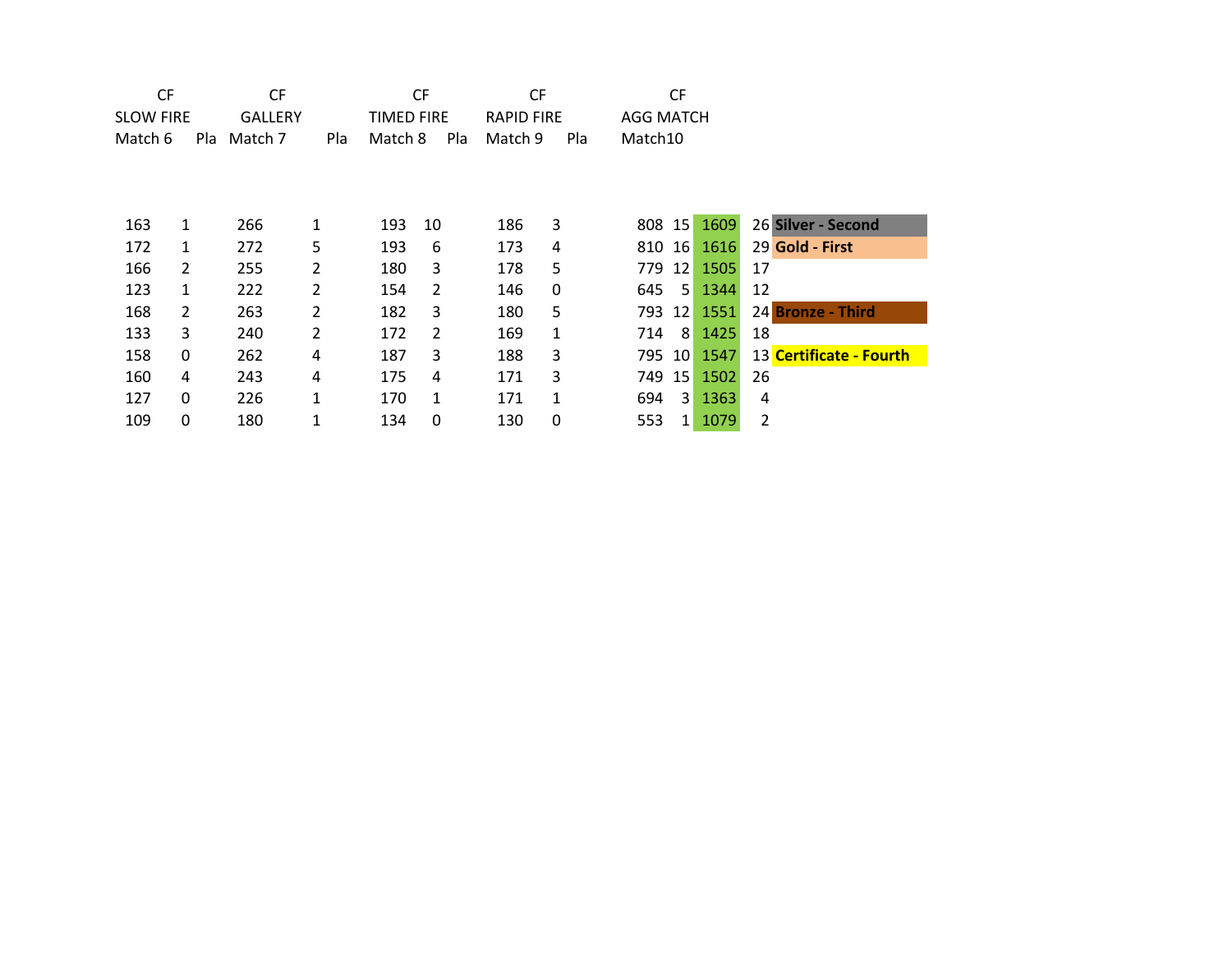| CF SLOW FIRE Match 6 | Pla | CF GALLERY Match 7 | Pla | CF TIMED FIRE Match 8 | Pla | CF RAPID FIRE Match 9 | Pla | CF AGG MATCH Match10 | | | | |
|---|---|---|---|---|---|---|---|---|---|---|---|---|
| 163 | 1 | 266 | 1 | 193 | 10 | 186 | 3 | 808 | 15 | 1609 | 26 | **Silver - Second** |
| 172 | 1 | 272 | 5 | 193 | 6 | 173 | 4 | 810 | 16 | 1616 | 29 | **Gold - First** |
| 166 | 2 | 255 | 2 | 180 | 3 | 178 | 5 | 779 | 12 | 1505 | 17 | |
| 123 | 1 | 222 | 2 | 154 | 2 | 146 | 0 | 645 | 5 | 1344 | 12 | |
| 168 | 2 | 263 | 2 | 182 | 3 | 180 | 5 | 793 | 12 | 1551 | 24 | **Bronze - Third** |
| 133 | 3 | 240 | 2 | 172 | 2 | 169 | 1 | 714 | 8 | 1425 | 18 | |
| 158 | 0 | 262 | 4 | 187 | 3 | 188 | 3 | 795 | 10 | 1547 | 13 | **Certificate - Fourth** |
| 160 | 4 | 243 | 4 | 175 | 4 | 171 | 3 | 749 | 15 | 1502 | 26 | |
| 127 | 0 | 226 | 1 | 170 | 1 | 171 | 1 | 694 | 3 | 1363 | 4 | |
| 109 | 0 | 180 | 1 | 134 | 0 | 130 | 0 | 553 | 1 | 1079 | 2 | |